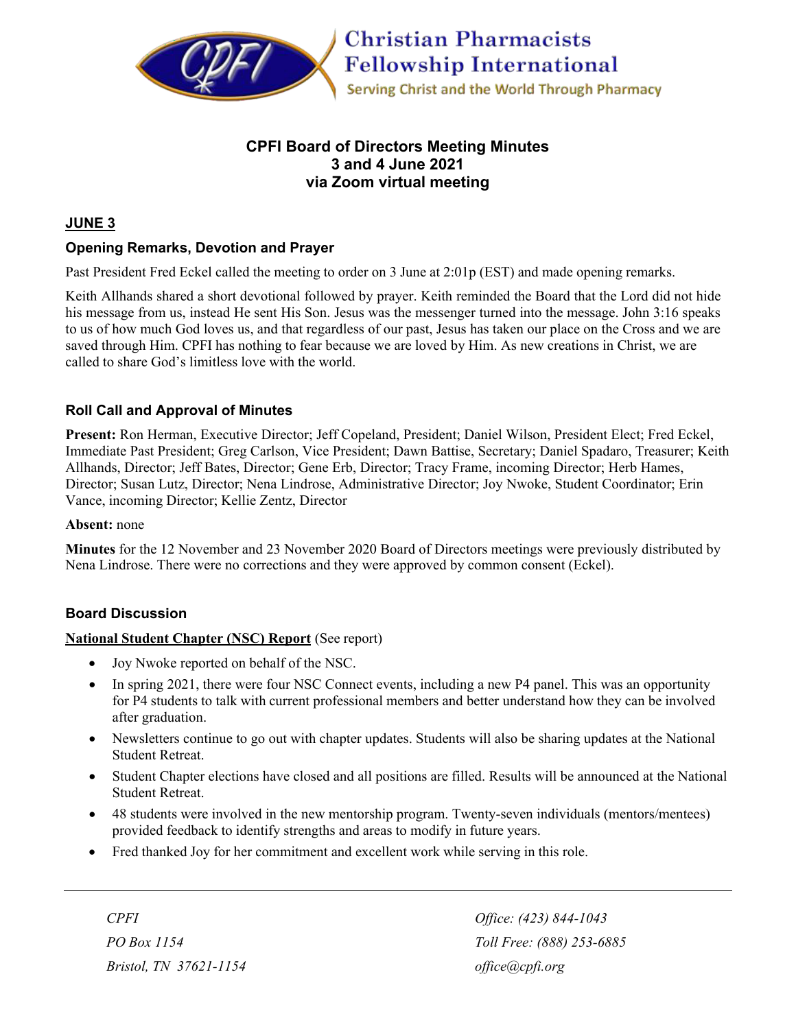# Christian Pharmacists Fellowship International

Serving Christ and the World Through Pharmacy

## CPFI Board of Directors Meeting Minutes
## 3 and 4 June 2021
## via Zoom virtual meeting

### JUNE 3

### Opening Remarks, Devotion and Prayer

Past President Fred Eckel called the meeting to order on 3 June at 2:01p (EST) and made opening remarks.

Keith Allhands shared a short devotional followed by prayer. Keith reminded the Board that the Lord did not hide his message from us, instead He sent His Son. Jesus was the messenger turned into the message. John 3:16 speaks to us of how much God loves us, and that regardless of our past, Jesus has taken our place on the Cross and we are saved through Him. CPFI has nothing to fear because we are loved by Him. As new creations in Christ, we are called to share God's limitless love with the world.

### Roll Call and Approval of Minutes

**Present:** Ron Herman, Executive Director; Jeff Copeland, President; Daniel Wilson, President Elect; Fred Eckel, Immediate Past President; Greg Carlson, Vice President; Dawn Battise, Secretary; Daniel Spadaro, Treasurer; Keith Allhands, Director; Jeff Bates, Director; Gene Erb, Director; Tracy Frame, incoming Director; Herb Hames, Director; Susan Lutz, Director; Nena Lindrose, Administrative Director; Joy Nwoke, Student Coordinator; Erin Vance, incoming Director; Kellie Zentz, Director

**Absent:** none

**Minutes** for the 12 November and 23 November 2020 Board of Directors meetings were previously distributed by Nena Lindrose. There were no corrections and they were approved by common consent (Eckel).

### Board Discussion

**National Student Chapter (NSC) Report** (See report)

- Joy Nwoke reported on behalf of the NSC.
- In spring 2021, there were four NSC Connect events, including a new P4 panel. This was an opportunity for P4 students to talk with current professional members and better understand how they can be involved after graduation.
- Newsletters continue to go out with chapter updates. Students will also be sharing updates at the National Student Retreat.
- Student Chapter elections have closed and all positions are filled. Results will be announced at the National Student Retreat.
- 48 students were involved in the new mentorship program. Twenty-seven individuals (mentors/mentees) provided feedback to identify strengths and areas to modify in future years.
- Fred thanked Joy for her commitment and excellent work while serving in this role.

*CPFI*
*PO Box 1154*
*Bristol, TN 37621-1154*

*Office: (423) 844-1043*
*Toll Free: (888) 253-6885*
*office@cpfi.org*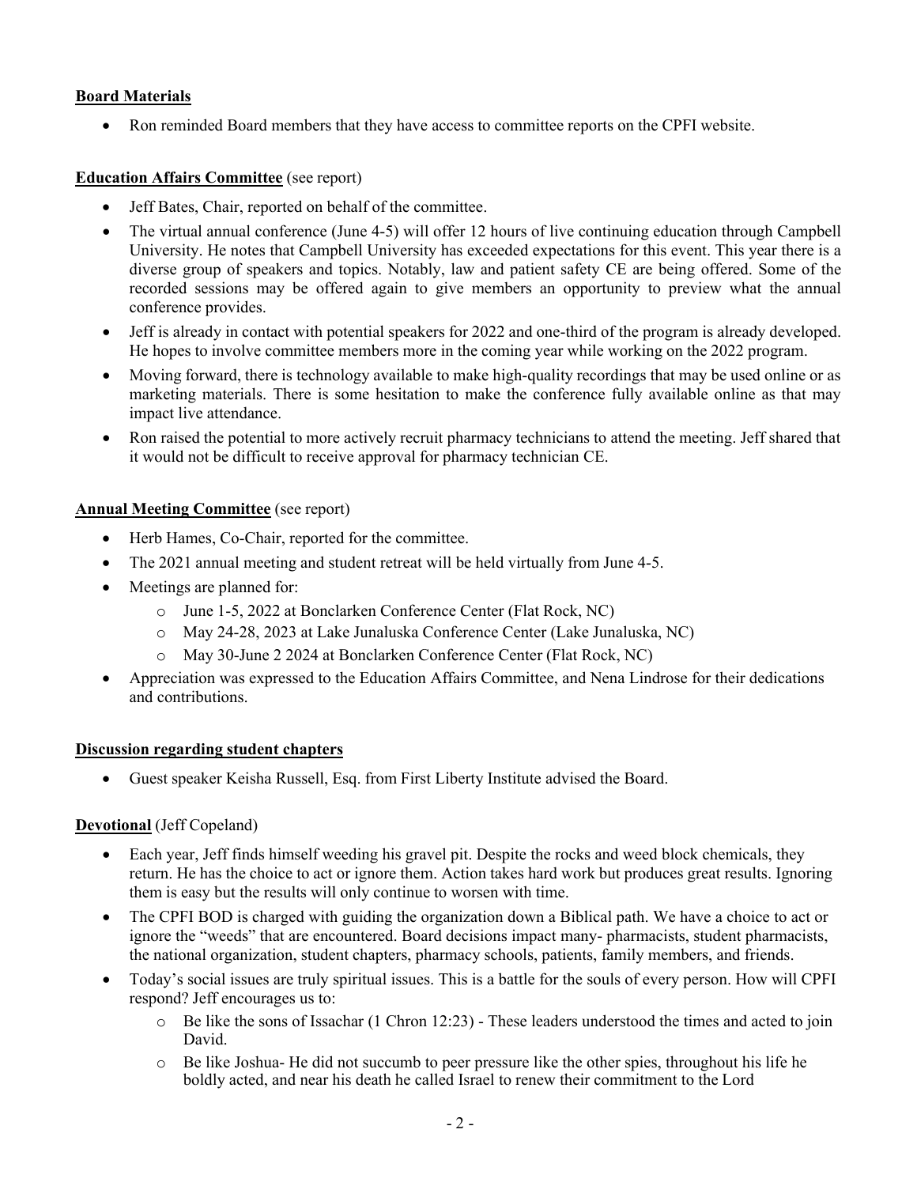**Board Materials**

- Ron reminded Board members that they have access to committee reports on the CPFI website.

**Education Affairs Committee** (see report)

- Jeff Bates, Chair, reported on behalf of the committee.
- The virtual annual conference (June 4-5) will offer 12 hours of live continuing education through Campbell University. He notes that Campbell University has exceeded expectations for this event. This year there is a diverse group of speakers and topics. Notably, law and patient safety CE are being offered. Some of the recorded sessions may be offered again to give members an opportunity to preview what the annual conference provides.
- Jeff is already in contact with potential speakers for 2022 and one-third of the program is already developed. He hopes to involve committee members more in the coming year while working on the 2022 program.
- Moving forward, there is technology available to make high-quality recordings that may be used online or as marketing materials. There is some hesitation to make the conference fully available online as that may impact live attendance.
- Ron raised the potential to more actively recruit pharmacy technicians to attend the meeting. Jeff shared that it would not be difficult to receive approval for pharmacy technician CE.

**Annual Meeting Committee** (see report)

- Herb Hames, Co-Chair, reported for the committee.
- The 2021 annual meeting and student retreat will be held virtually from June 4-5.
- Meetings are planned for:
  - June 1-5, 2022 at Bonclarken Conference Center (Flat Rock, NC)
  - May 24-28, 2023 at Lake Junaluska Conference Center (Lake Junaluska, NC)
  - May 30-June 2 2024 at Bonclarken Conference Center (Flat Rock, NC)
- Appreciation was expressed to the Education Affairs Committee, and Nena Lindrose for their dedications and contributions.

**Discussion regarding student chapters**

- Guest speaker Keisha Russell, Esq. from First Liberty Institute advised the Board.

**Devotional** (Jeff Copeland)

- Each year, Jeff finds himself weeding his gravel pit. Despite the rocks and weed block chemicals, they return. He has the choice to act or ignore them. Action takes hard work but produces great results. Ignoring them is easy but the results will only continue to worsen with time.
- The CPFI BOD is charged with guiding the organization down a Biblical path. We have a choice to act or ignore the "weeds" that are encountered. Board decisions impact many- pharmacists, student pharmacists, the national organization, student chapters, pharmacy schools, patients, family members, and friends.
- Today's social issues are truly spiritual issues. This is a battle for the souls of every person. How will CPFI respond? Jeff encourages us to:
  - Be like the sons of Issachar (1 Chron 12:23) - These leaders understood the times and acted to join David.
  - Be like Joshua- He did not succumb to peer pressure like the other spies, throughout his life he boldly acted, and near his death he called Israel to renew their commitment to the Lord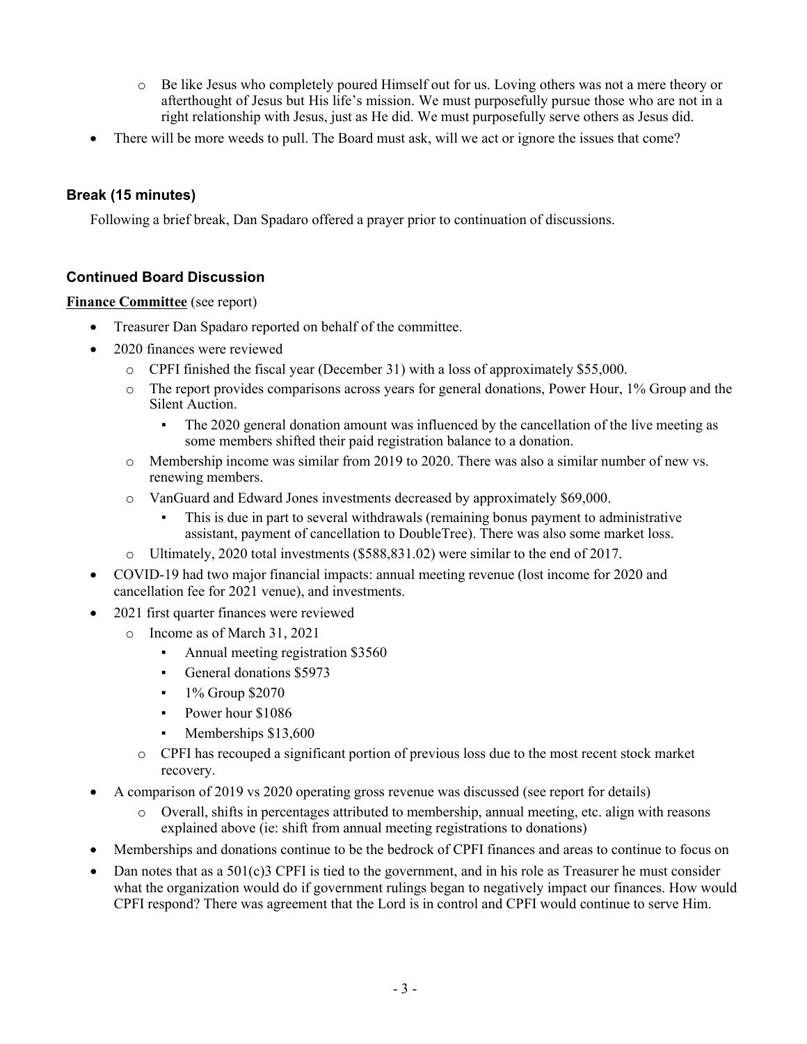- Be like Jesus who completely poured Himself out for us. Loving others was not a mere theory or afterthought of Jesus but His life's mission. We must purposefully pursue those who are not in a right relationship with Jesus, just as He did. We must purposefully serve others as Jesus did.
- There will be more weeds to pull. The Board must ask, will we act or ignore the issues that come?

### Break (15 minutes)

Following a brief break, Dan Spadaro offered a prayer prior to continuation of discussions.

### Continued Board Discussion

**Finance Committee** (see report)

- Treasurer Dan Spadaro reported on behalf of the committee.
- 2020 finances were reviewed
  - CPFI finished the fiscal year (December 31) with a loss of approximately $55,000.
  - The report provides comparisons across years for general donations, Power Hour, 1% Group and the Silent Auction.
    - The 2020 general donation amount was influenced by the cancellation of the live meeting as some members shifted their paid registration balance to a donation.
  - Membership income was similar from 2019 to 2020. There was also a similar number of new vs. renewing members.
  - VanGuard and Edward Jones investments decreased by approximately $69,000.
    - This is due in part to several withdrawals (remaining bonus payment to administrative assistant, payment of cancellation to DoubleTree). There was also some market loss.
  - Ultimately, 2020 total investments ($588,831.02) were similar to the end of 2017.
- COVID-19 had two major financial impacts: annual meeting revenue (lost income for 2020 and cancellation fee for 2021 venue), and investments.
- 2021 first quarter finances were reviewed
  - Income as of March 31, 2021
    - Annual meeting registration $3560
    - General donations $5973
    - 1% Group $2070
    - Power hour $1086
    - Memberships $13,600
  - CPFI has recouped a significant portion of previous loss due to the most recent stock market recovery.
- A comparison of 2019 vs 2020 operating gross revenue was discussed (see report for details)
  - Overall, shifts in percentages attributed to membership, annual meeting, etc. align with reasons explained above (ie: shift from annual meeting registrations to donations)
- Memberships and donations continue to be the bedrock of CPFI finances and areas to continue to focus on
- Dan notes that as a 501(c)3 CPFI is tied to the government, and in his role as Treasurer he must consider what the organization would do if government rulings began to negatively impact our finances. How would CPFI respond? There was agreement that the Lord is in control and CPFI would continue to serve Him.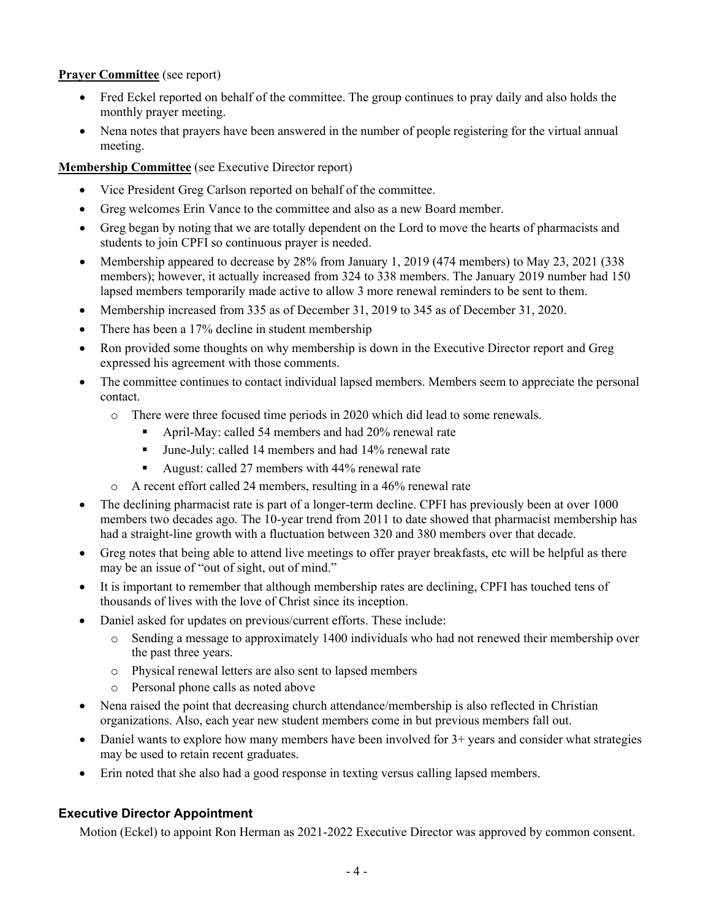**Prayer Committee** (see report)

- Fred Eckel reported on behalf of the committee. The group continues to pray daily and also holds the monthly prayer meeting.
- Nena notes that prayers have been answered in the number of people registering for the virtual annual meeting.

**Membership Committee** (see Executive Director report)

- Vice President Greg Carlson reported on behalf of the committee.
- Greg welcomes Erin Vance to the committee and also as a new Board member.
- Greg began by noting that we are totally dependent on the Lord to move the hearts of pharmacists and students to join CPFI so continuous prayer is needed.
- Membership appeared to decrease by 28% from January 1, 2019 (474 members) to May 23, 2021 (338 members); however, it actually increased from 324 to 338 members. The January 2019 number had 150 lapsed members temporarily made active to allow 3 more renewal reminders to be sent to them.
- Membership increased from 335 as of December 31, 2019 to 345 as of December 31, 2020.
- There has been a 17% decline in student membership
- Ron provided some thoughts on why membership is down in the Executive Director report and Greg expressed his agreement with those comments.
- The committee continues to contact individual lapsed members. Members seem to appreciate the personal contact.
    - There were three focused time periods in 2020 which did lead to some renewals.
        - April-May: called 54 members and had 20% renewal rate
        - June-July: called 14 members and had 14% renewal rate
        - August: called 27 members with 44% renewal rate
    - A recent effort called 24 members, resulting in a 46% renewal rate
- The declining pharmacist rate is part of a longer-term decline. CPFI has previously been at over 1000 members two decades ago. The 10-year trend from 2011 to date showed that pharmacist membership has had a straight-line growth with a fluctuation between 320 and 380 members over that decade.
- Greg notes that being able to attend live meetings to offer prayer breakfasts, etc will be helpful as there may be an issue of "out of sight, out of mind."
- It is important to remember that although membership rates are declining, CPFI has touched tens of thousands of lives with the love of Christ since its inception.
- Daniel asked for updates on previous/current efforts. These include:
    - Sending a message to approximately 1400 individuals who had not renewed their membership over the past three years.
    - Physical renewal letters are also sent to lapsed members
    - Personal phone calls as noted above
- Nena raised the point that decreasing church attendance/membership is also reflected in Christian organizations. Also, each year new student members come in but previous members fall out.
- Daniel wants to explore how many members have been involved for 3+ years and consider what strategies may be used to retain recent graduates.
- Erin noted that she also had a good response in texting versus calling lapsed members.

## Executive Director Appointment

Motion (Eckel) to appoint Ron Herman as 2021-2022 Executive Director was approved by common consent.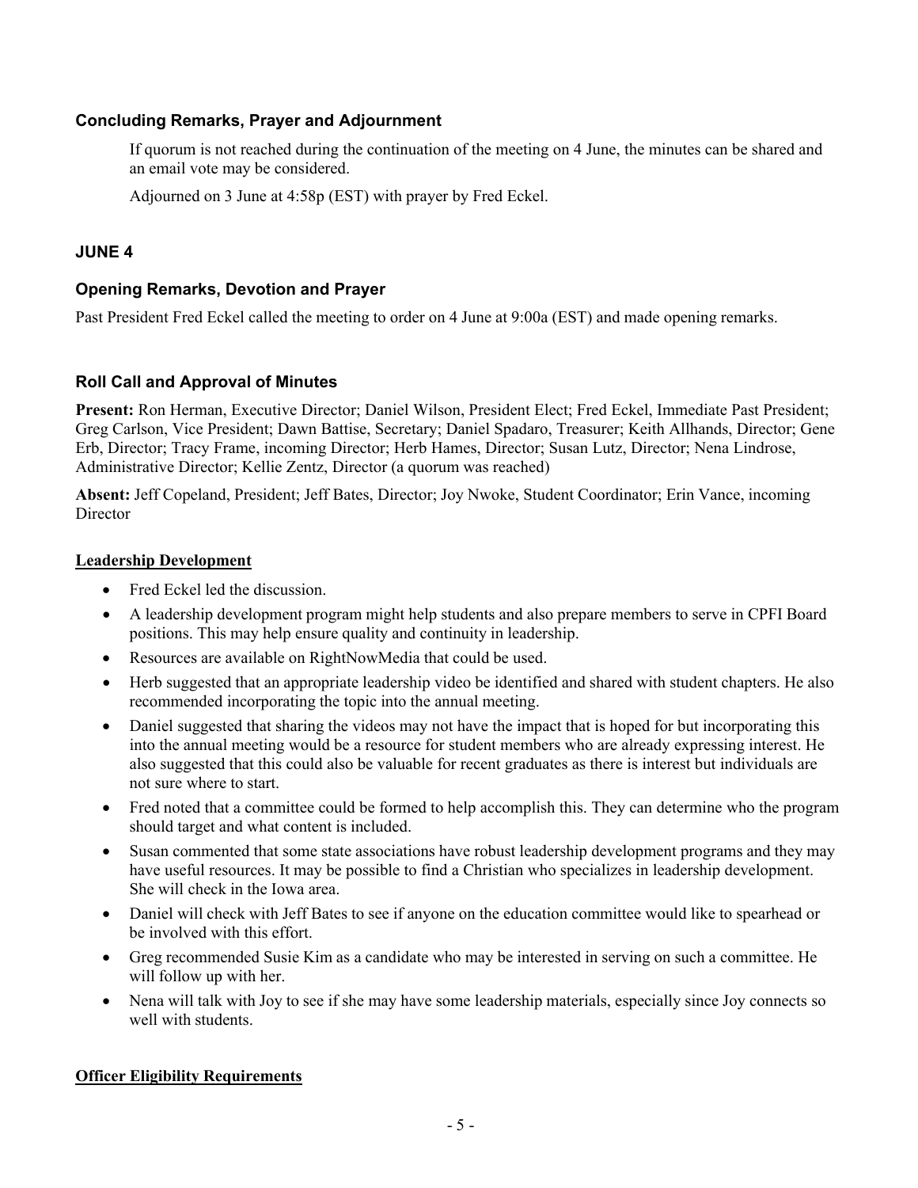### Concluding Remarks, Prayer and Adjournment

If quorum is not reached during the continuation of the meeting on 4 June, the minutes can be shared and an email vote may be considered.

Adjourned on 3 June at 4:58p (EST) with prayer by Fred Eckel.

## JUNE 4

### Opening Remarks, Devotion and Prayer

Past President Fred Eckel called the meeting to order on 4 June at 9:00a (EST) and made opening remarks.

### Roll Call and Approval of Minutes

**Present:** Ron Herman, Executive Director; Daniel Wilson, President Elect; Fred Eckel, Immediate Past President; Greg Carlson, Vice President; Dawn Battise, Secretary; Daniel Spadaro, Treasurer; Keith Allhands, Director; Gene Erb, Director; Tracy Frame, incoming Director; Herb Hames, Director; Susan Lutz, Director; Nena Lindrose, Administrative Director; Kellie Zentz, Director (a quorum was reached)

**Absent:** Jeff Copeland, President; Jeff Bates, Director; Joy Nwoke, Student Coordinator; Erin Vance, incoming Director

**Leadership Development**

- Fred Eckel led the discussion.
- A leadership development program might help students and also prepare members to serve in CPFI Board positions. This may help ensure quality and continuity in leadership.
- Resources are available on RightNowMedia that could be used.
- Herb suggested that an appropriate leadership video be identified and shared with student chapters. He also recommended incorporating the topic into the annual meeting.
- Daniel suggested that sharing the videos may not have the impact that is hoped for but incorporating this into the annual meeting would be a resource for student members who are already expressing interest. He also suggested that this could also be valuable for recent graduates as there is interest but individuals are not sure where to start.
- Fred noted that a committee could be formed to help accomplish this. They can determine who the program should target and what content is included.
- Susan commented that some state associations have robust leadership development programs and they may have useful resources. It may be possible to find a Christian who specializes in leadership development. She will check in the Iowa area.
- Daniel will check with Jeff Bates to see if anyone on the education committee would like to spearhead or be involved with this effort.
- Greg recommended Susie Kim as a candidate who may be interested in serving on such a committee. He will follow up with her.
- Nena will talk with Joy to see if she may have some leadership materials, especially since Joy connects so well with students.

**Officer Eligibility Requirements**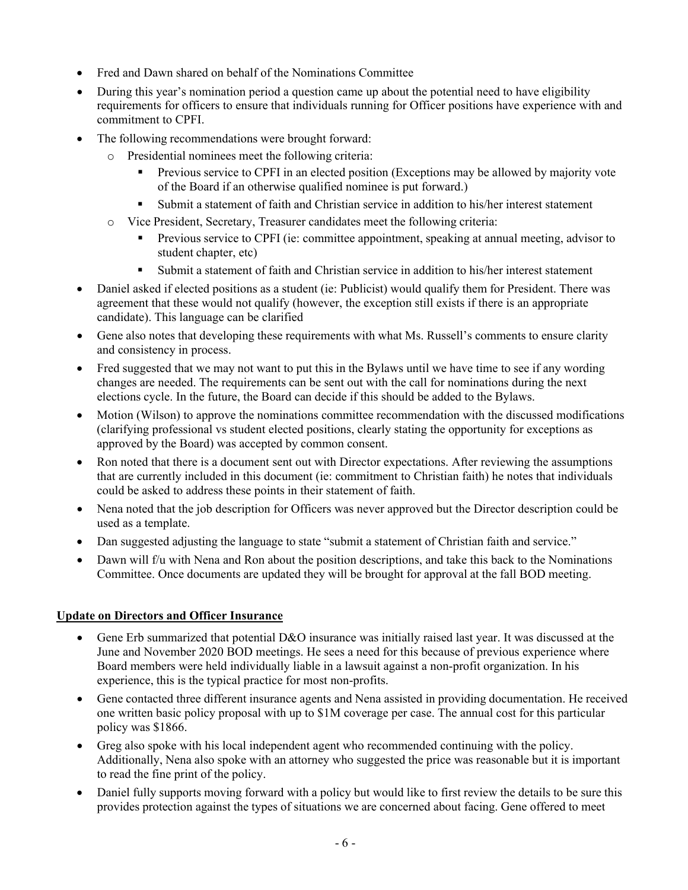- Fred and Dawn shared on behalf of the Nominations Committee
- During this year's nomination period a question came up about the potential need to have eligibility requirements for officers to ensure that individuals running for Officer positions have experience with and commitment to CPFI.
- The following recommendations were brought forward:
  - Presidential nominees meet the following criteria:
    - Previous service to CPFI in an elected position (Exceptions may be allowed by majority vote of the Board if an otherwise qualified nominee is put forward.)
    - Submit a statement of faith and Christian service in addition to his/her interest statement
  - Vice President, Secretary, Treasurer candidates meet the following criteria:
    - Previous service to CPFI (ie: committee appointment, speaking at annual meeting, advisor to student chapter, etc)
    - Submit a statement of faith and Christian service in addition to his/her interest statement
- Daniel asked if elected positions as a student (ie: Publicist) would qualify them for President. There was agreement that these would not qualify (however, the exception still exists if there is an appropriate candidate). This language can be clarified
- Gene also notes that developing these requirements with what Ms. Russell's comments to ensure clarity and consistency in process.
- Fred suggested that we may not want to put this in the Bylaws until we have time to see if any wording changes are needed. The requirements can be sent out with the call for nominations during the next elections cycle. In the future, the Board can decide if this should be added to the Bylaws.
- Motion (Wilson) to approve the nominations committee recommendation with the discussed modifications (clarifying professional vs student elected positions, clearly stating the opportunity for exceptions as approved by the Board) was accepted by common consent.
- Ron noted that there is a document sent out with Director expectations. After reviewing the assumptions that are currently included in this document (ie: commitment to Christian faith) he notes that individuals could be asked to address these points in their statement of faith.
- Nena noted that the job description for Officers was never approved but the Director description could be used as a template.
- Dan suggested adjusting the language to state "submit a statement of Christian faith and service."
- Dawn will f/u with Nena and Ron about the position descriptions, and take this back to the Nominations Committee. Once documents are updated they will be brought for approval at the fall BOD meeting.

**Update on Directors and Officer Insurance**

- Gene Erb summarized that potential D&O insurance was initially raised last year. It was discussed at the June and November 2020 BOD meetings. He sees a need for this because of previous experience where Board members were held individually liable in a lawsuit against a non-profit organization. In his experience, this is the typical practice for most non-profits.
- Gene contacted three different insurance agents and Nena assisted in providing documentation. He received one written basic policy proposal with up to $1M coverage per case. The annual cost for this particular policy was $1866.
- Greg also spoke with his local independent agent who recommended continuing with the policy. Additionally, Nena also spoke with an attorney who suggested the price was reasonable but it is important to read the fine print of the policy.
- Daniel fully supports moving forward with a policy but would like to first review the details to be sure this provides protection against the types of situations we are concerned about facing. Gene offered to meet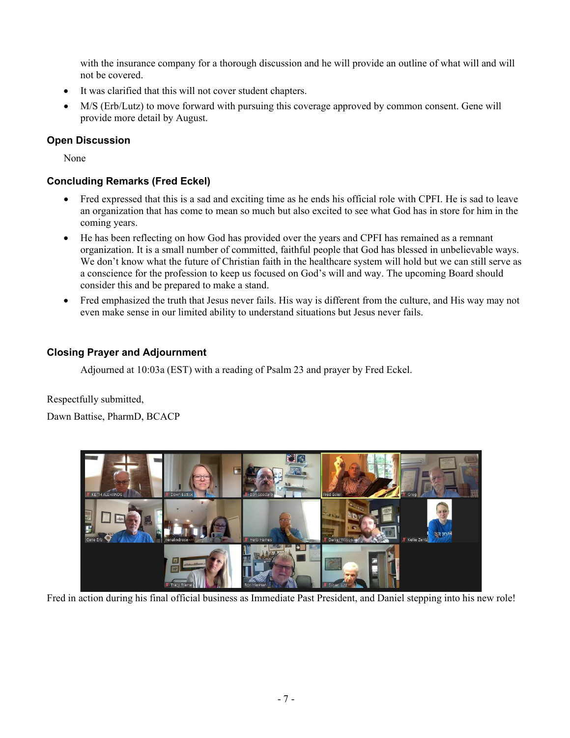with the insurance company for a thorough discussion and he will provide an outline of what will and will not be covered.

- It was clarified that this will not cover student chapters.
- M/S (Erb/Lutz) to move forward with pursuing this coverage approved by common consent. Gene will provide more detail by August.

### Open Discussion

None

### Concluding Remarks (Fred Eckel)

- Fred expressed that this is a sad and exciting time as he ends his official role with CPFI. He is sad to leave an organization that has come to mean so much but also excited to see what God has in store for him in the coming years.
- He has been reflecting on how God has provided over the years and CPFI has remained as a remnant organization. It is a small number of committed, faithful people that God has blessed in unbelievable ways. We don't know what the future of Christian faith in the healthcare system will hold but we can still serve as a conscience for the profession to keep us focused on God's will and way. The upcoming Board should consider this and be prepared to make a stand.
- Fred emphasized the truth that Jesus never fails. His way is different from the culture, and His way may not even make sense in our limited ability to understand situations but Jesus never fails.

### Closing Prayer and Adjournment

Adjourned at 10:03a (EST) with a reading of Psalm 23 and prayer by Fred Eckel.

Respectfully submitted,

Dawn Battise, PharmD, BCACP

Fred in action during his final official business as Immediate Past President, and Daniel stepping into his new role!